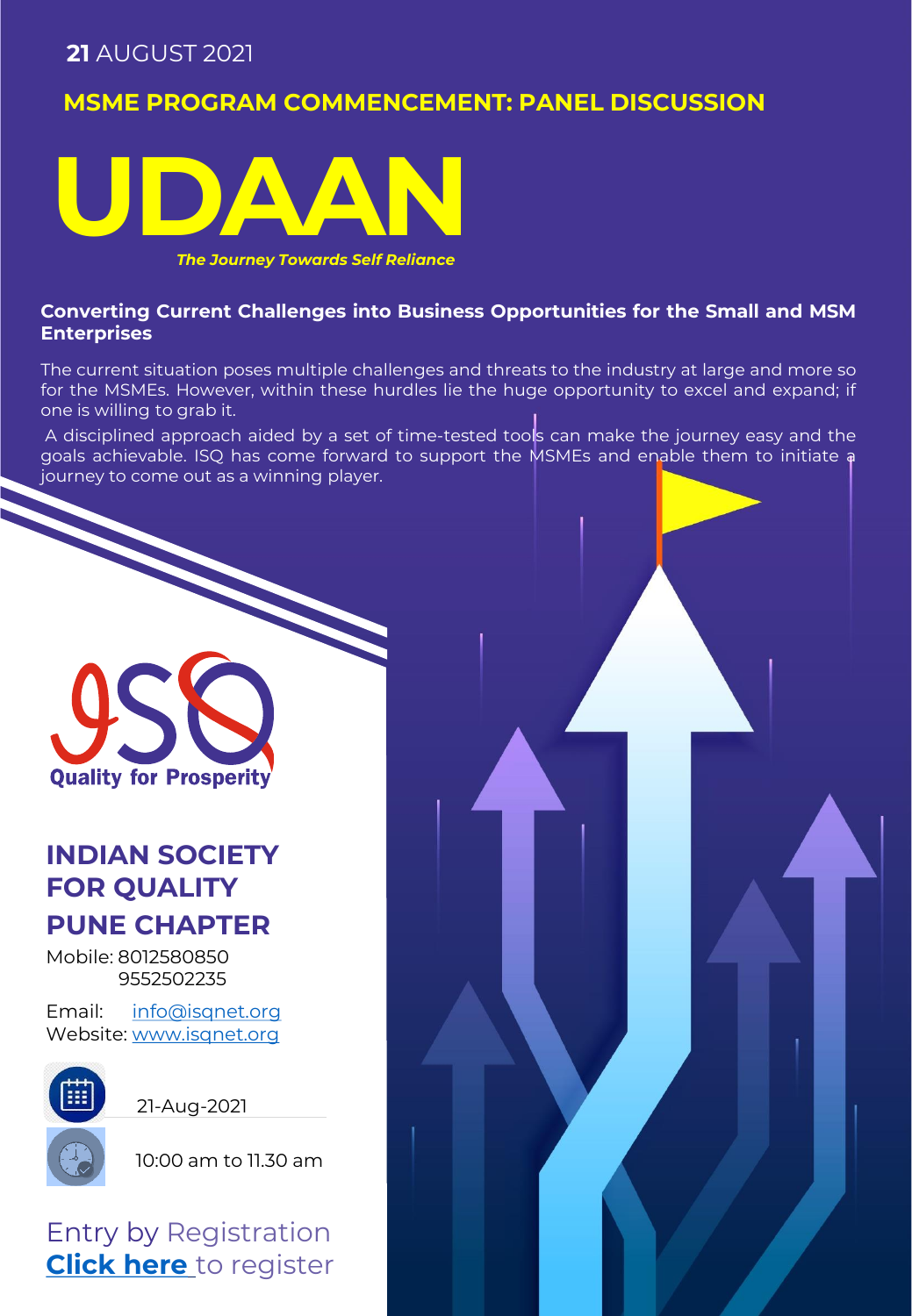**21** AUGUST 2021

## MSME PROGRAM COMMENCEMENT: PANEL DISCUSSION

# UDAAN

***The Journey Towards Self Reliance***

**Converting Current Challenges into Business Opportunities for the Small and MSM Enterprises**

The current situation poses multiple challenges and threats to the industry at large and more so for the MSMEs. However, within these hurdles lie the huge opportunity to excel and expand; if one is willing to grab it.

A disciplined approach aided by a set of time-tested tools can make the journey easy and the goals achievable. ISQ has come forward to support the MSMEs and enable them to initiate a journey to come out as a winning player.

ISQ

Quality for Prosperity

## INDIAN SOCIETY FOR QUALITY PUNE CHAPTER

Mobile: 8012580850
9552502235

Email: info@isqnet.org
Website: www.isqnet.org

21-Aug-2021

10:00 am to 11.30 am

Entry by Registration
**Click here** to register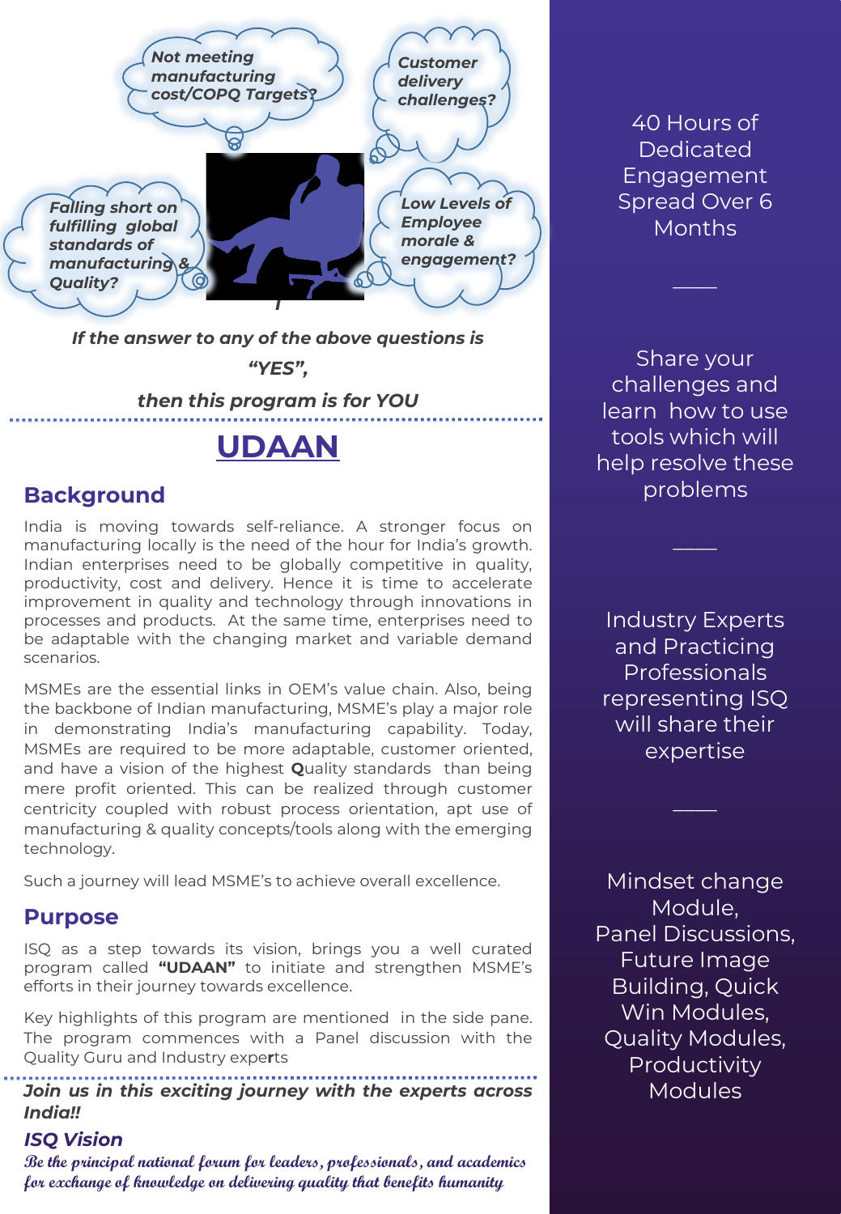*Not meeting manufacturing cost/COPQ Targets?*

*Customer delivery challenges?*

*Falling short on fulfilling global standards of manufacturing & Quality?*

*Low Levels of Employee morale & engagement?*

***If the answer to any of the above questions is "YES", then this program is for YOU***

# UDAAN

## Background

India is moving towards self-reliance. A stronger focus on manufacturing locally is the need of the hour for India's growth. Indian enterprises need to be globally competitive in quality, productivity, cost and delivery. Hence it is time to accelerate improvement in quality and technology through innovations in processes and products. At the same time, enterprises need to be adaptable with the changing market and variable demand scenarios.

MSMEs are the essential links in OEM's value chain. Also, being the backbone of Indian manufacturing, MSME's play a major role in demonstrating India's manufacturing capability. Today, MSMEs are required to be more adaptable, customer oriented, and have a vision of the highest **Q**uality standards than being mere profit oriented. This can be realized through customer centricity coupled with robust process orientation, apt use of manufacturing & quality concepts/tools along with the emerging technology.

Such a journey will lead MSME's to achieve overall excellence.

## Purpose

ISQ as a step towards its vision, brings you a well curated program called **"UDAAN"** to initiate and strengthen MSME's efforts in their journey towards excellence.

Key highlights of this program are mentioned in the side pane. The program commences with a Panel discussion with the Quality Guru and Industry experts

***Join us in this exciting journey with the experts across India!!***

## *ISQ Vision*

***Be the principal national forum for leaders, professionals, and academics for exchange of knowledge on delivering quality that benefits humanity***

---

40 Hours of Dedicated Engagement Spread Over 6 Months

Share your challenges and learn how to use tools which will help resolve these problems

Industry Experts and Practicing Professionals representing ISQ will share their expertise

Mindset change Module, Panel Discussions, Future Image Building, Quick Win Modules, Quality Modules, Productivity Modules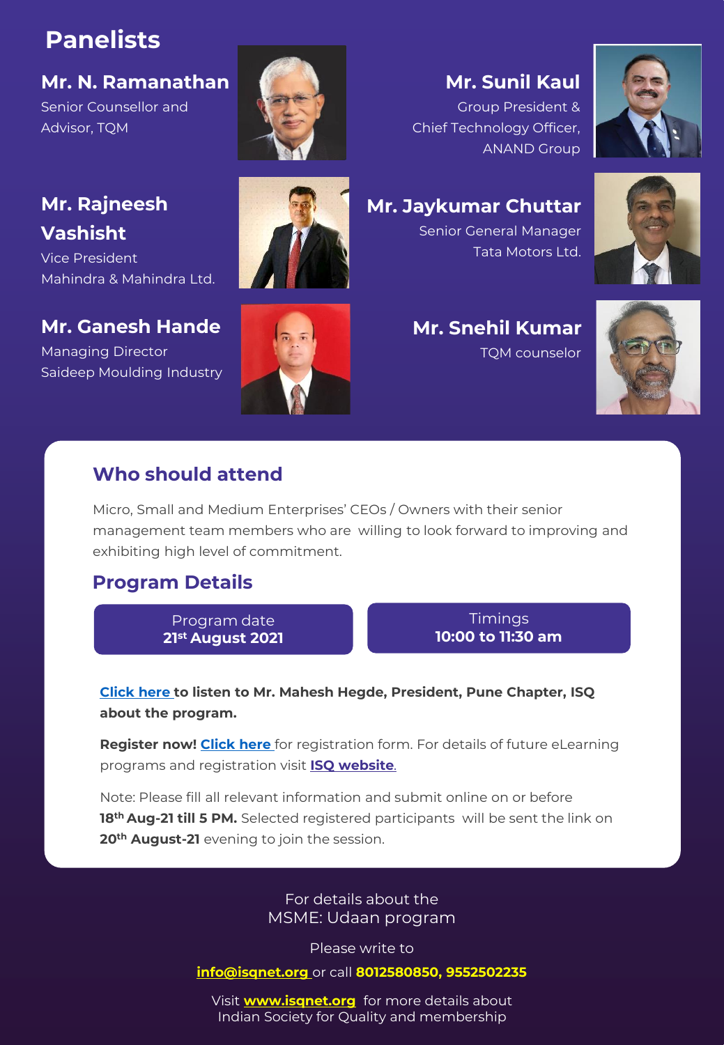## Panelists

**Mr. N. Ramanathan**
Senior Counsellor and Advisor, TQM

**Mr. Sunil Kaul**
Group President & Chief Technology Officer, ANAND Group

**Mr. Rajneesh Vashisht**
Vice President
Mahindra & Mahindra Ltd.

**Mr. Jaykumar Chuttar**
Senior General Manager
Tata Motors Ltd.

**Mr. Ganesh Hande**
Managing Director
Saideep Moulding Industry

**Mr. Snehil Kumar**
TQM counselor

### Who should attend

Micro, Small and Medium Enterprises' CEOs / Owners with their senior management team members who are willing to look forward to improving and exhibiting high level of commitment.

### Program Details

| Program date | Timings |
|---|---|
| **21st August 2021** | **10:00 to 11:30 am** |

Click here **to listen to Mr. Mahesh Hegde, President, Pune Chapter, ISQ about the program.**

**Register now!** Click here for registration form. For details of future eLearning programs and registration visit **ISQ website**.

Note: Please fill all relevant information and submit online on or before **18th Aug-21 till 5 PM.** Selected registered participants will be sent the link on **20th August-21** evening to join the session.

For details about the
MSME: Udaan program

Please write to

info@isqnet.org or call **8012580850, 9552502235**

Visit **www.isqnet.org** for more details about Indian Society for Quality and membership